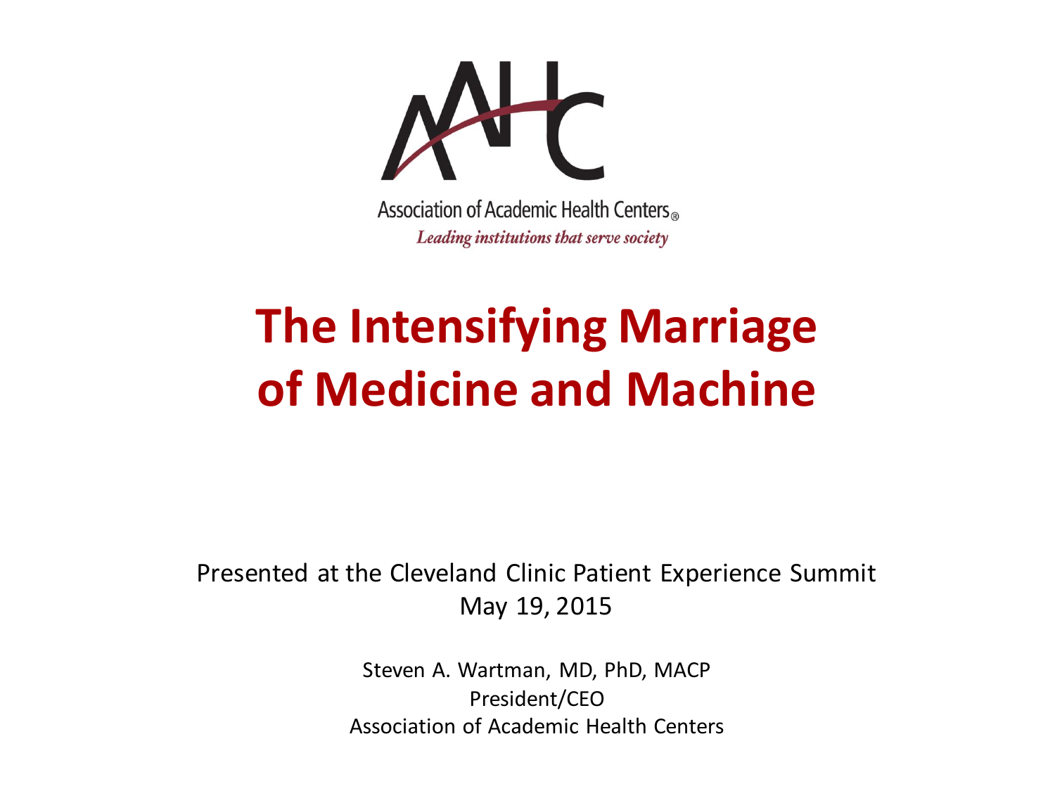Association of Academic Health Centers®

*Leading institutions that serve society*

# The Intensifying Marriage of Medicine and Machine

Presented at the Cleveland Clinic Patient Experience Summit
May 19, 2015

Steven A. Wartman, MD, PhD, MACP
President/CEO
Association of Academic Health Centers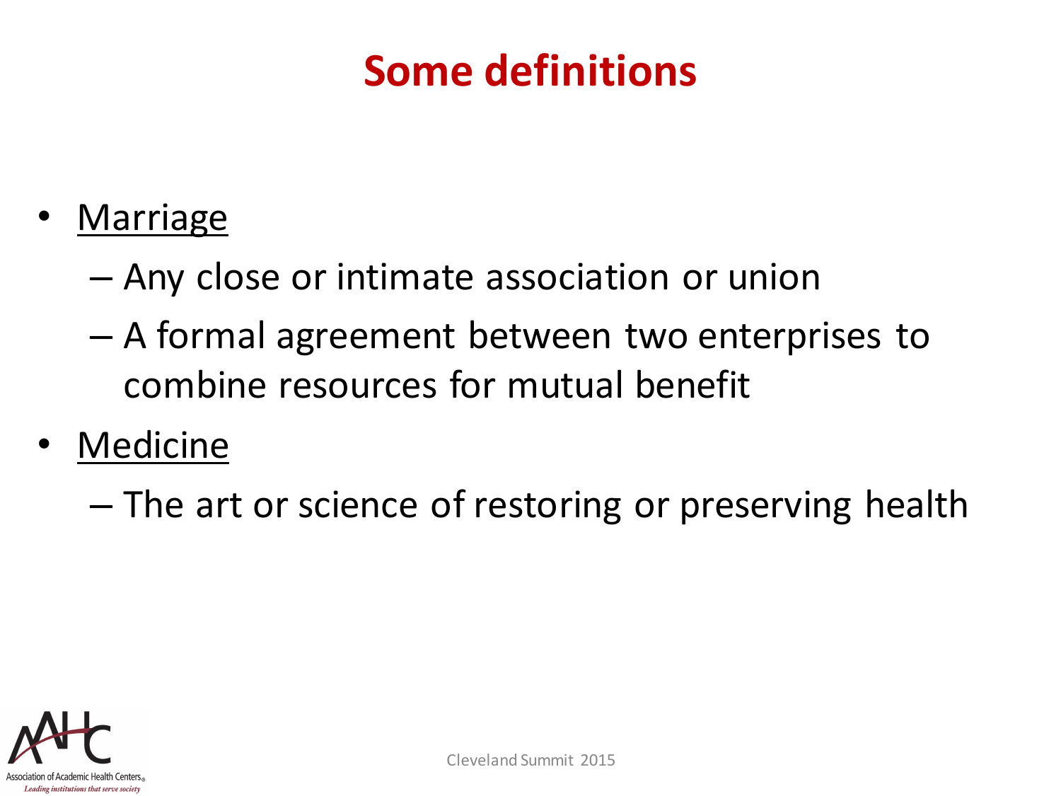# Some definitions

- <u>Marriage</u>
  - Any close or intimate association or union
  - A formal agreement between two enterprises to combine resources for mutual benefit
- <u>Medicine</u>
  - The art or science of restoring or preserving health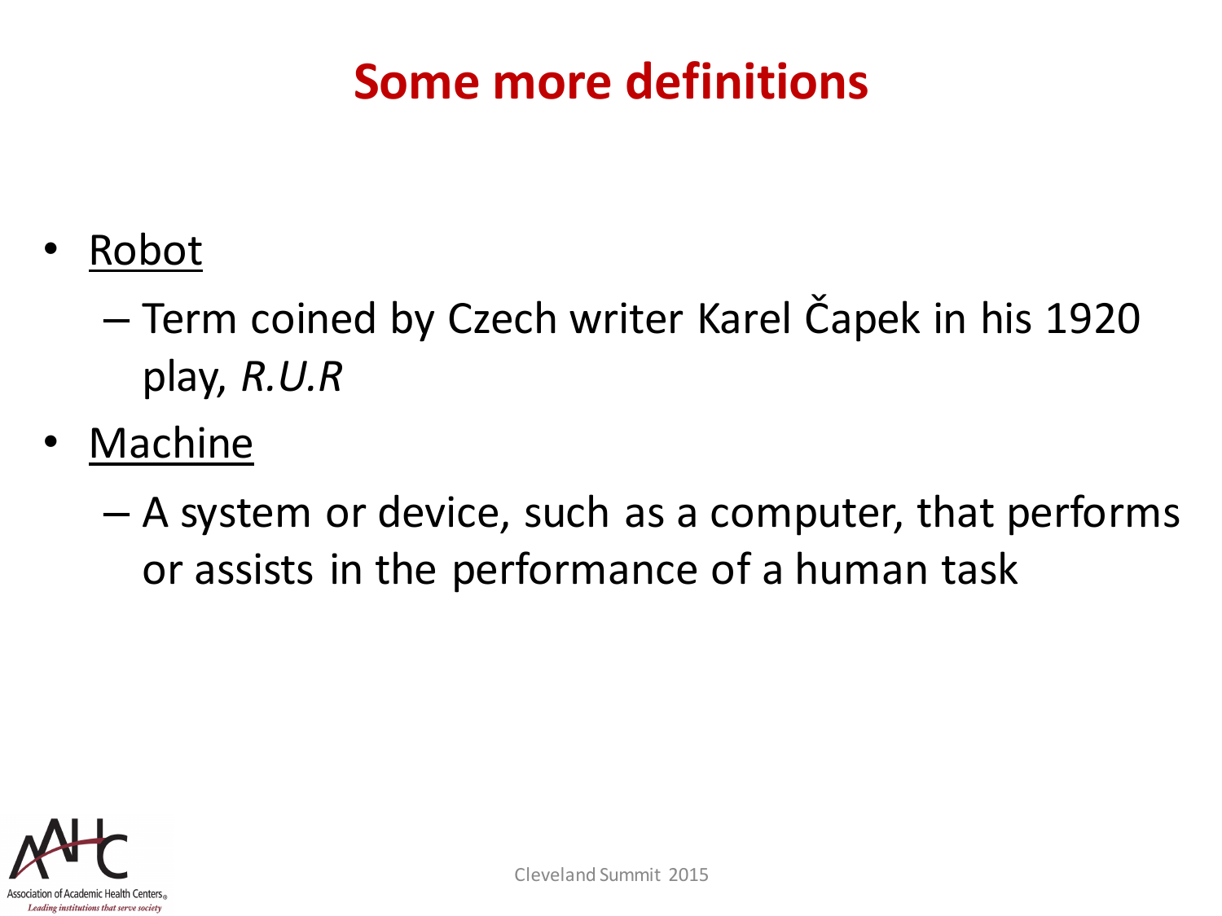# Some more definitions

- Robot
  - Term coined by Czech writer Karel Čapek in his 1920 play, *R.U.R*
- Machine
  - A system or device, such as a computer, that performs or assists in the performance of a human task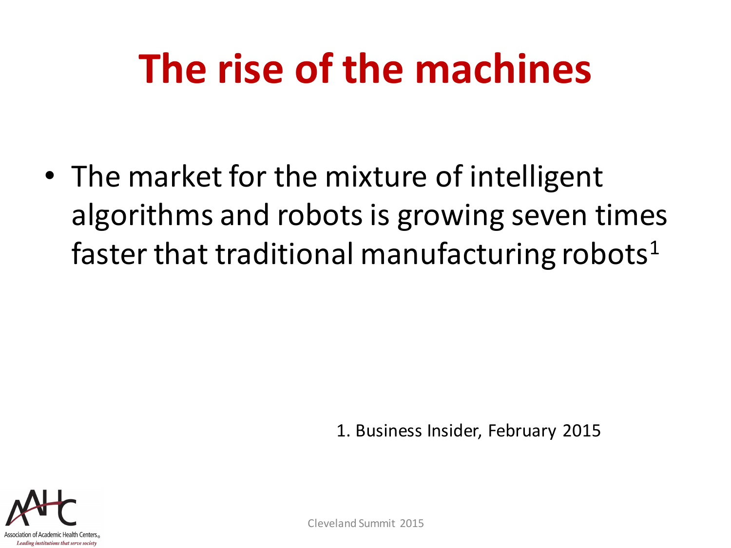# The rise of the machines

- The market for the mixture of intelligent algorithms and robots is growing seven times faster that traditional manufacturing robots[1]

1. Business Insider, February 2015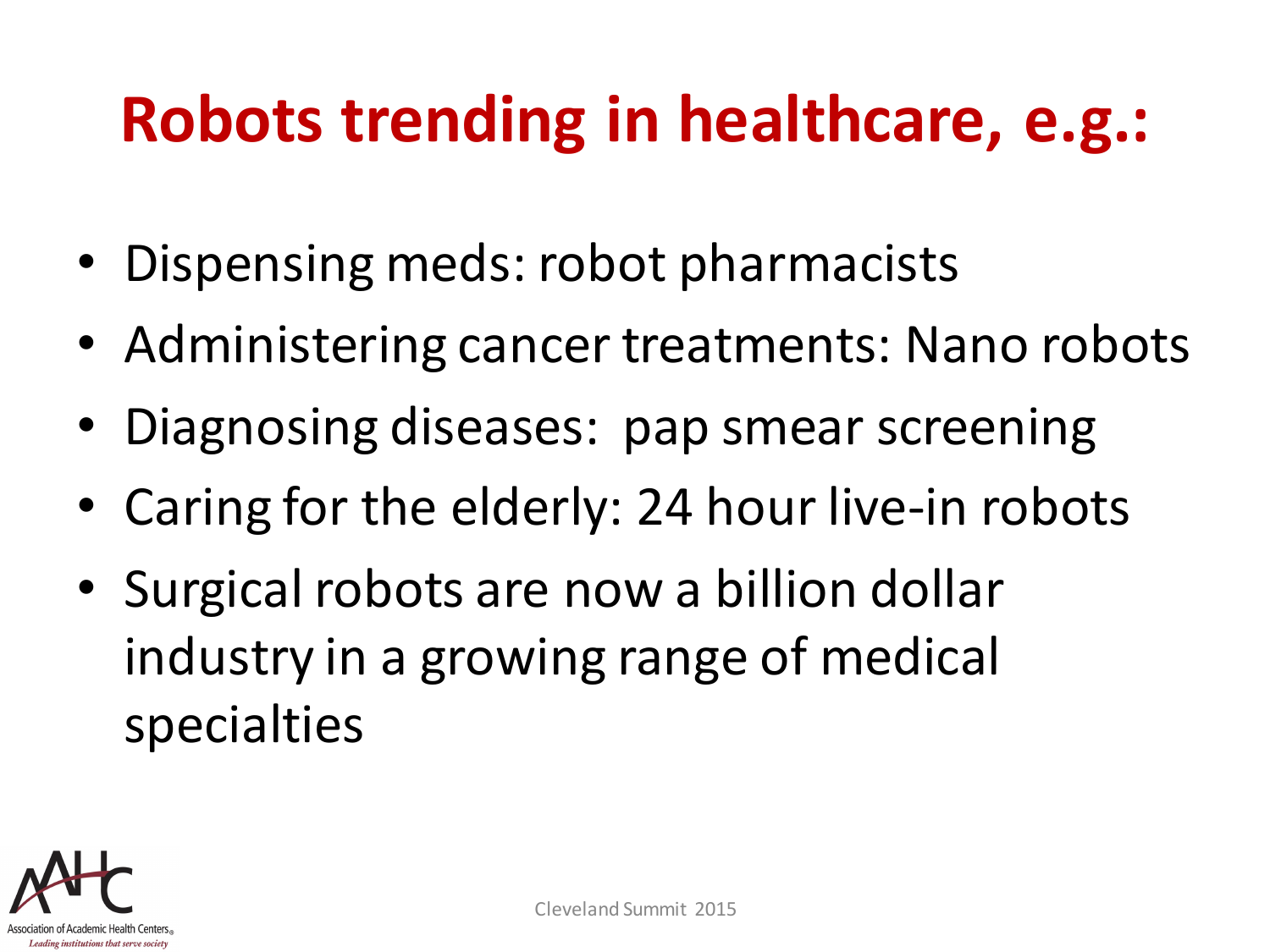# Robots trending in healthcare, e.g.:

- Dispensing meds: robot pharmacists
- Administering cancer treatments: Nano robots
- Diagnosing diseases: pap smear screening
- Caring for the elderly: 24 hour live-in robots
- Surgical robots are now a billion dollar industry in a growing range of medical specialties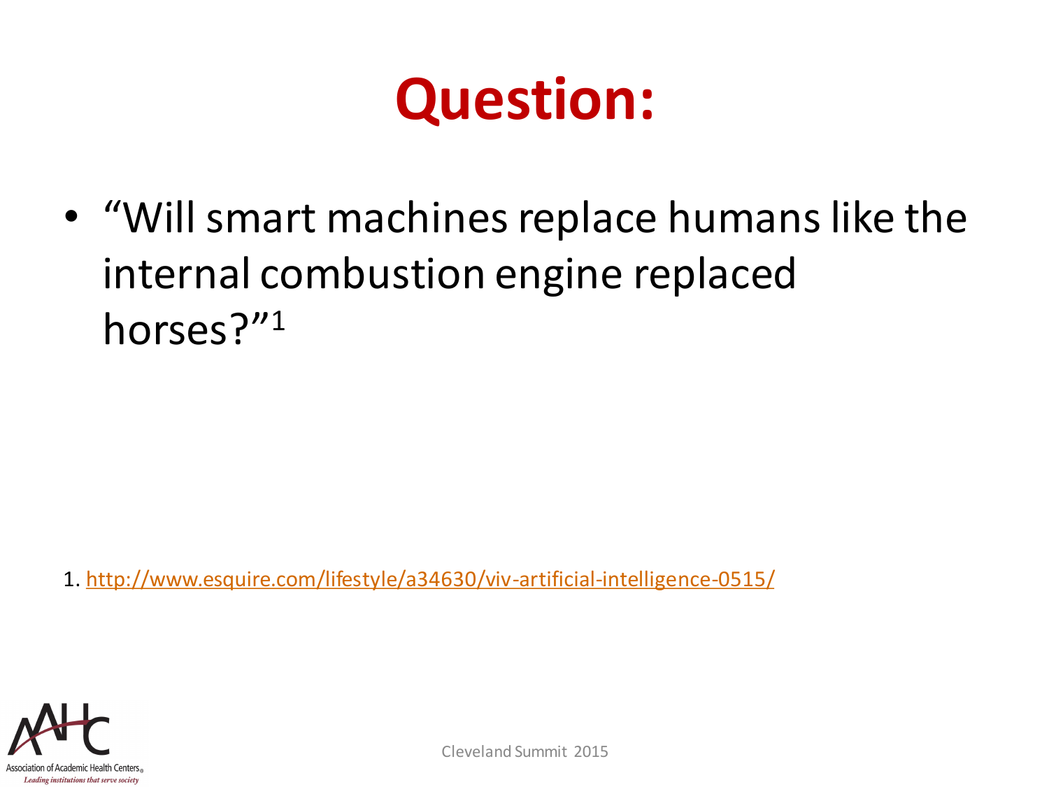# Question:

- "Will smart machines replace humans like the internal combustion engine replaced horses?"[1]

1. http://www.esquire.com/lifestyle/a34630/viv-artificial-intelligence-0515/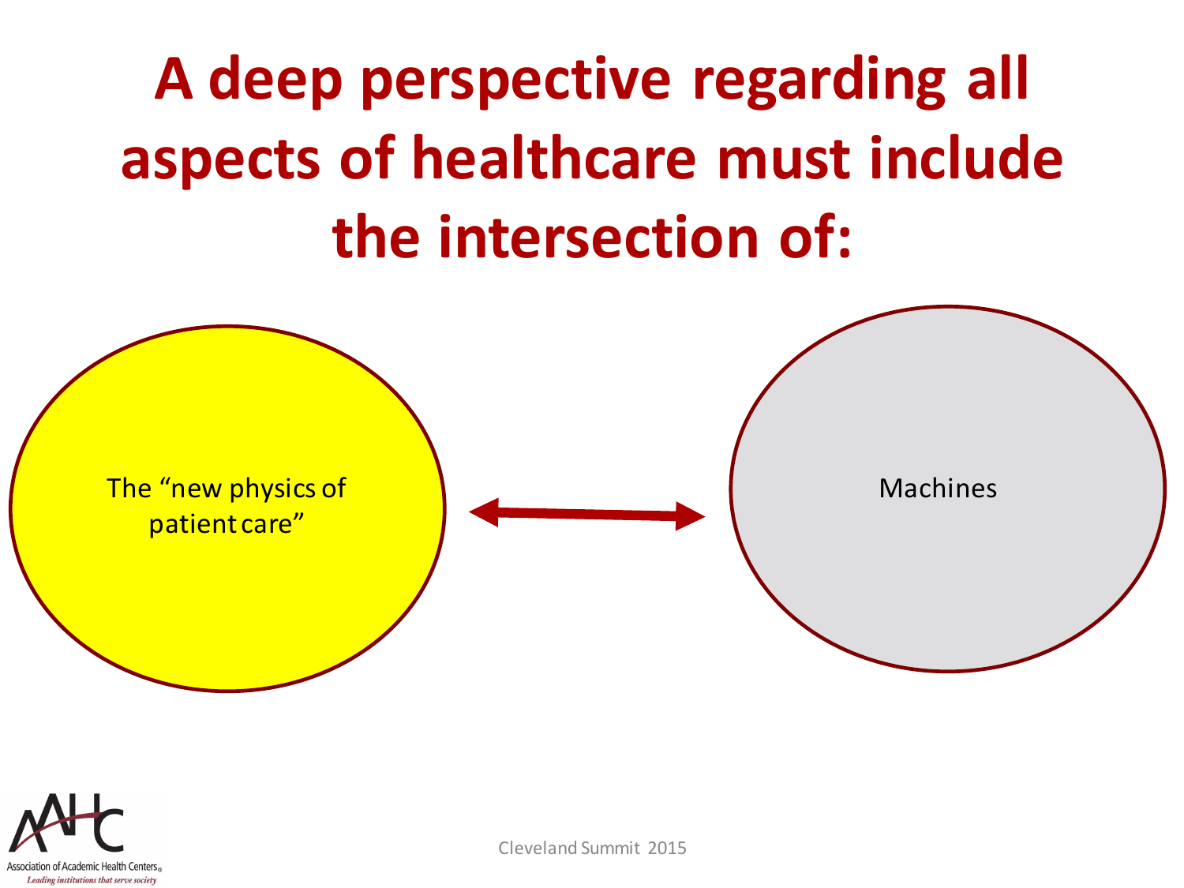# A deep perspective regarding all aspects of healthcare must include the intersection of:

The “new physics of patient care”

↔

Machines

Association of Academic Health Centers

*Leading institutions that serve society*

Cleveland Summit 2015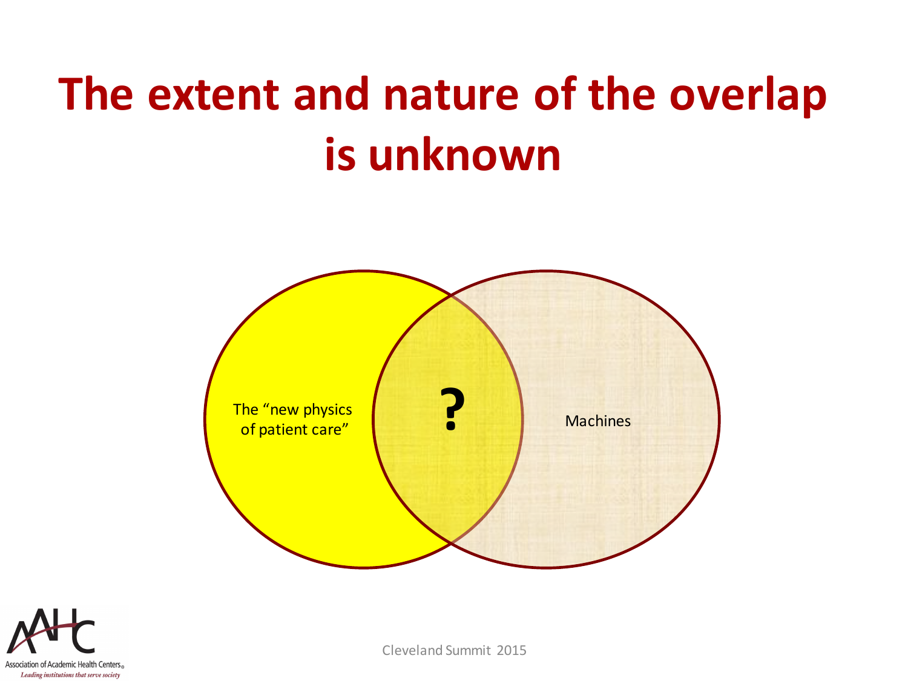# The extent and nature of the overlap is unknown

The "new physics of patient care"

?

Machines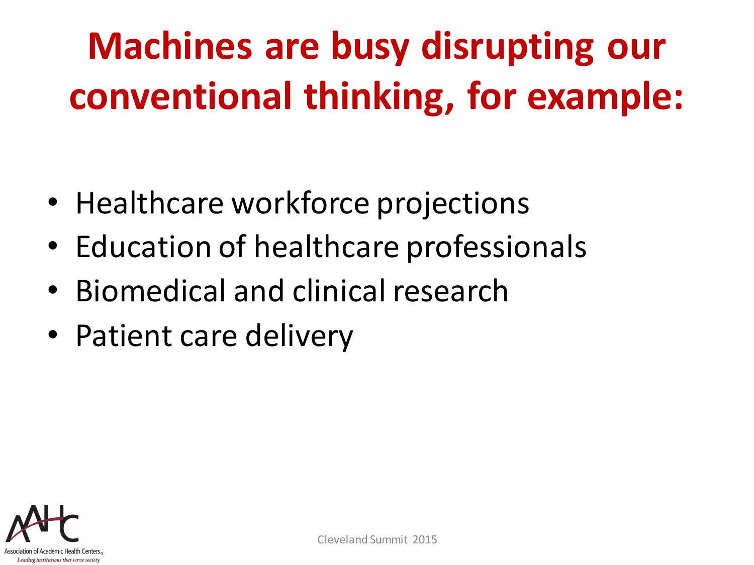# Machines are busy disrupting our conventional thinking, for example:

- Healthcare workforce projections
- Education of healthcare professionals
- Biomedical and clinical research
- Patient care delivery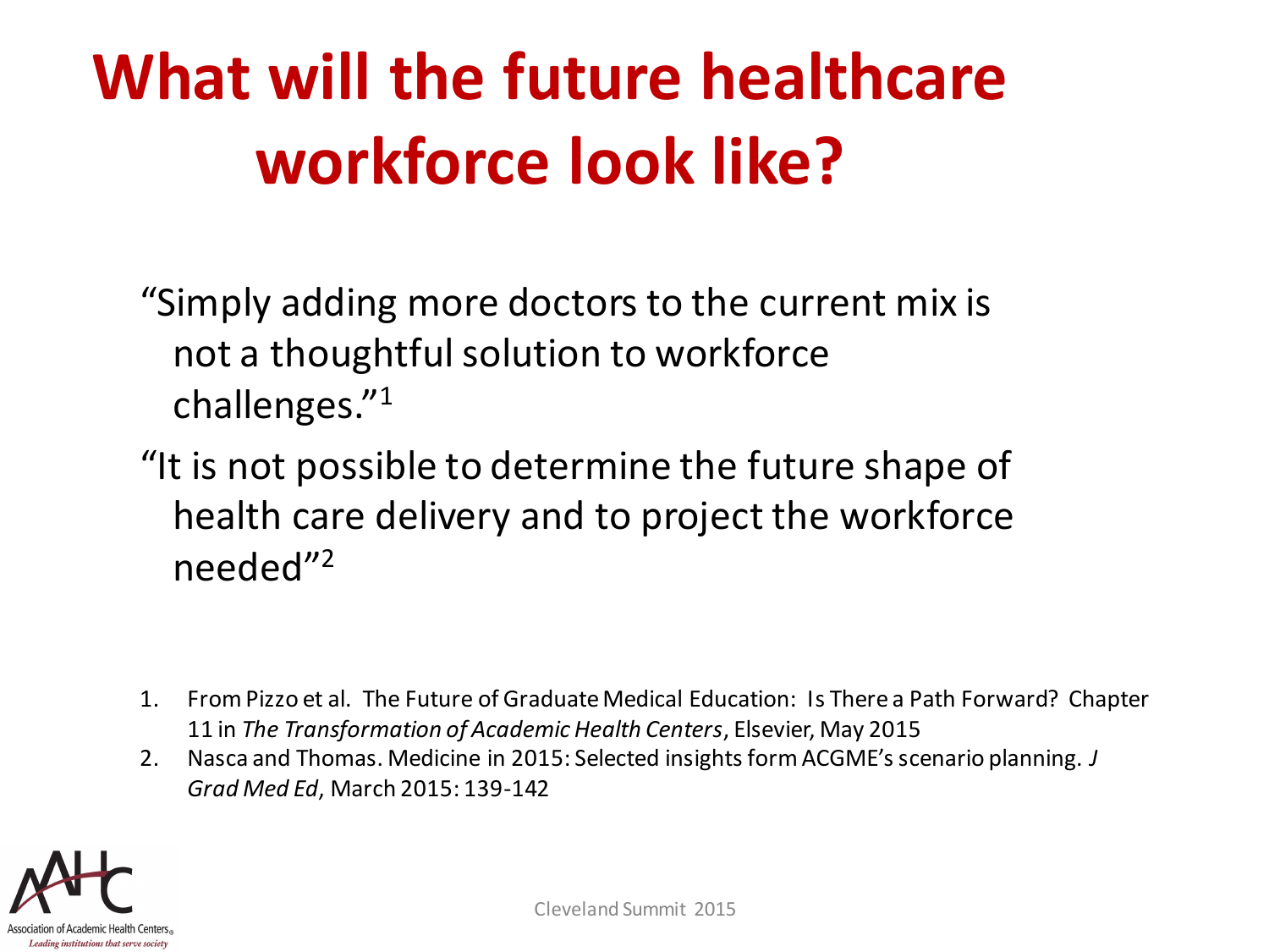# What will the future healthcare workforce look like?

"Simply adding more doctors to the current mix is not a thoughtful solution to workforce challenges."[1]

"It is not possible to determine the future shape of health care delivery and to project the workforce needed"[2]

1. From Pizzo et al. The Future of Graduate Medical Education: Is There a Path Forward? Chapter 11 in *The Transformation of Academic Health Centers*, Elsevier, May 2015
2. Nasca and Thomas. Medicine in 2015: Selected insights form ACGME's scenario planning. *J Grad Med Ed*, March 2015: 139-142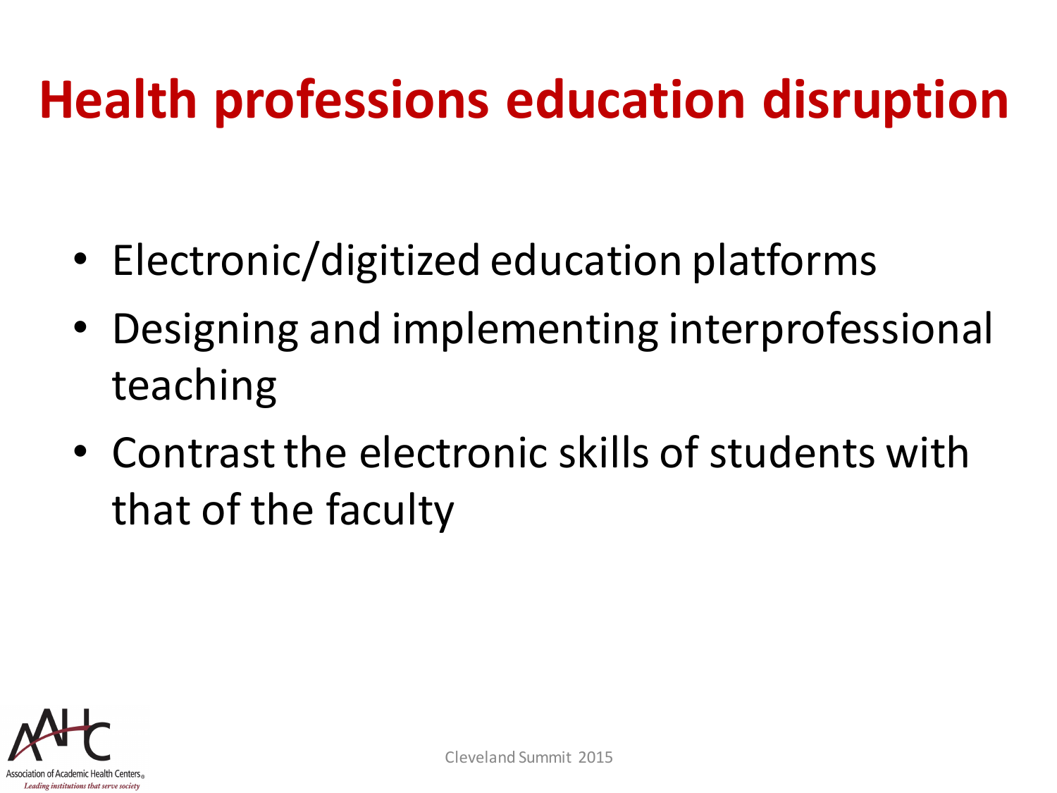# Health professions education disruption

- Electronic/digitized education platforms
- Designing and implementing interprofessional teaching
- Contrast the electronic skills of students with that of the faculty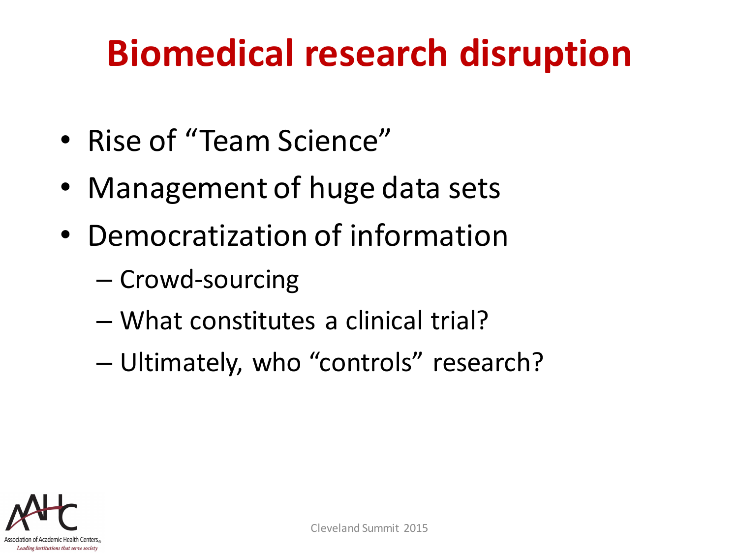# Biomedical research disruption

- Rise of "Team Science"
- Management of huge data sets
- Democratization of information
  - Crowd-sourcing
  - What constitutes a clinical trial?
  - Ultimately, who "controls" research?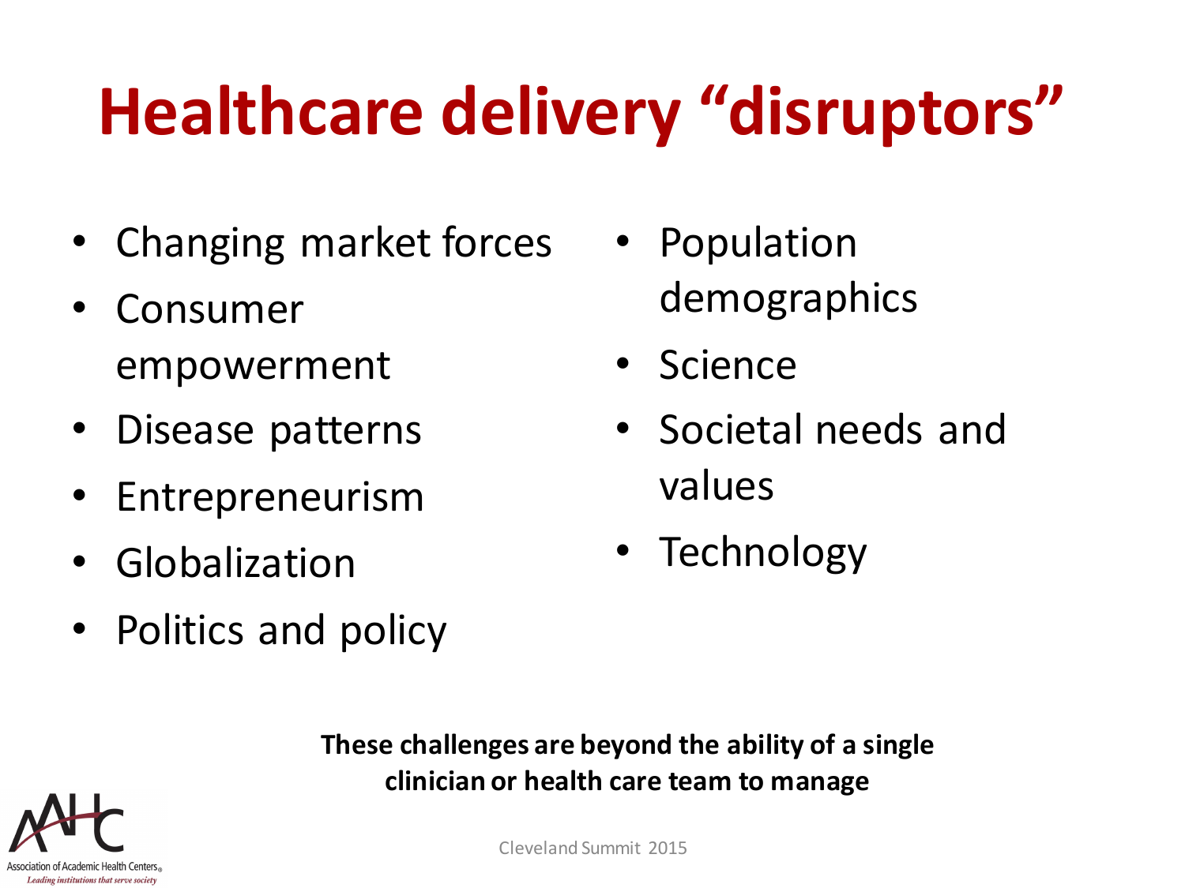# Healthcare delivery "disruptors"

- Changing market forces
- Consumer empowerment
- Disease patterns
- Entrepreneurism
- Globalization
- Politics and policy
- Population demographics
- Science
- Societal needs and values
- Technology

**These challenges are beyond the ability of a single clinician or health care team to manage**

Cleveland Summit 2015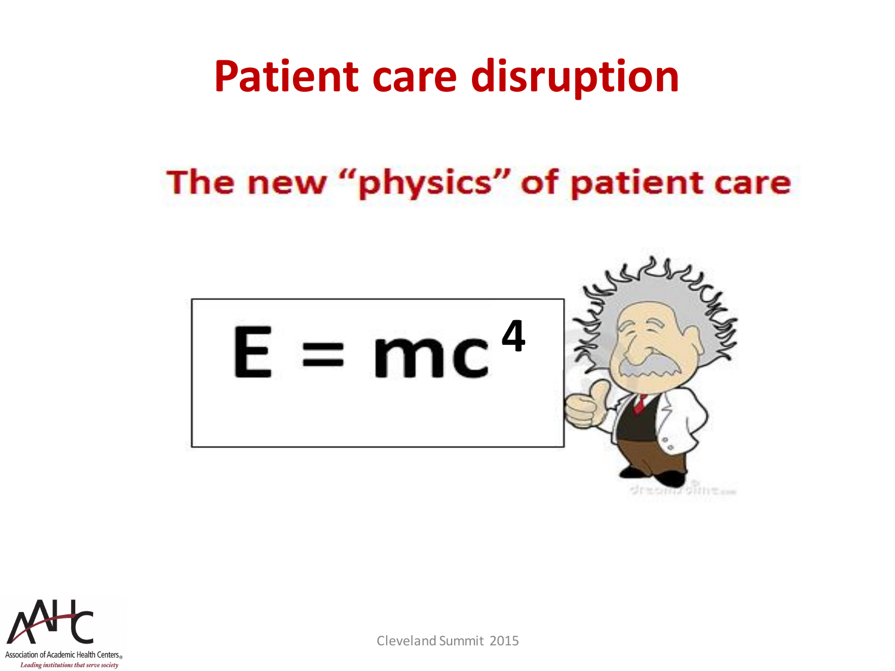# Patient care disruption

## The new "physics" of patient care

$$E = mc^4$$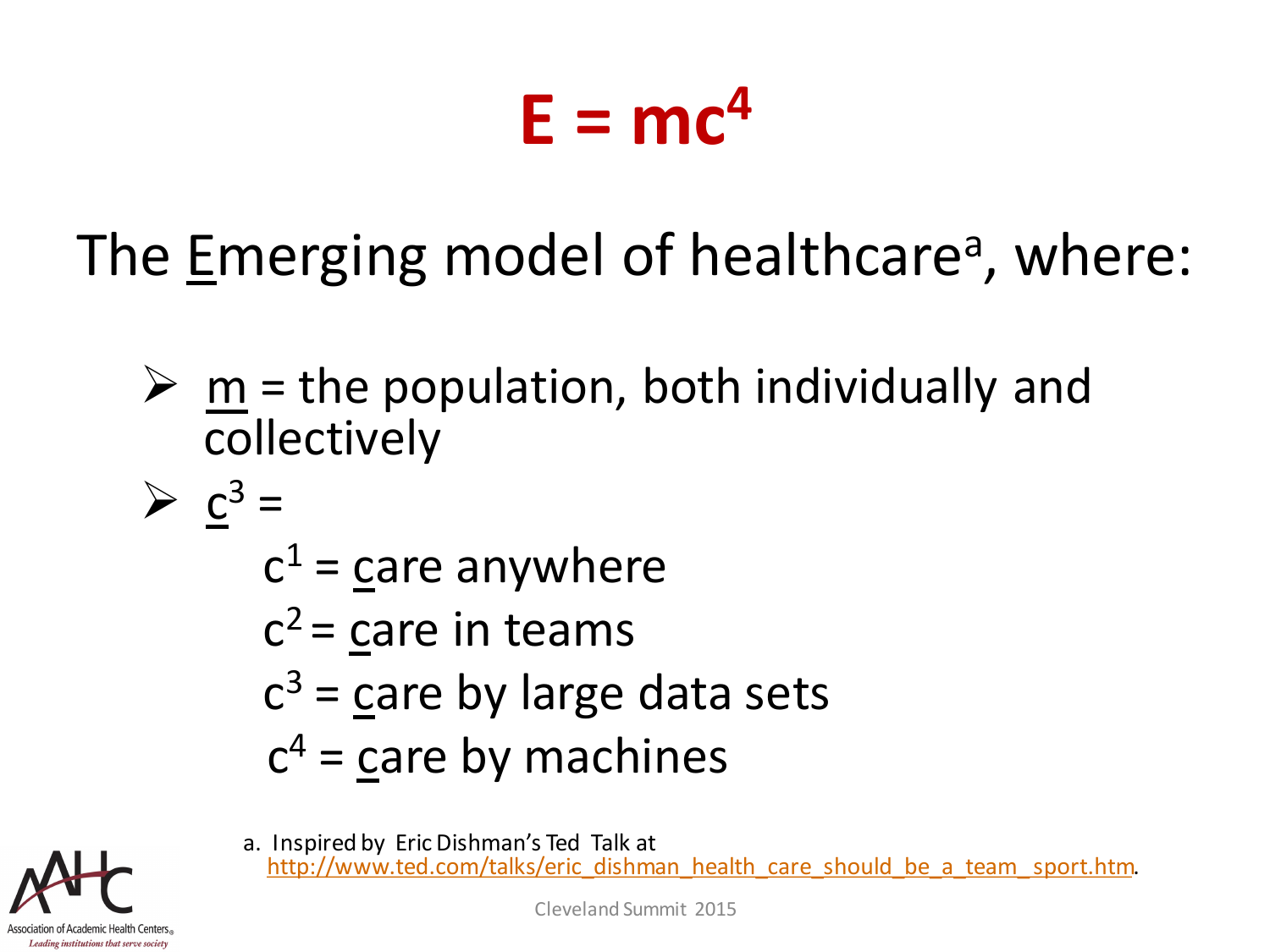# $E = mc^4$

The Emerging model of healthcare[a], where:

- m = the population, both individually and collectively
- $c^3$ =
  - $c^1$ = care anywhere
  - $c^2$ = care in teams
  - $c^3$ = care by large data sets
  - $c^4$ = care by machines

a. Inspired by Eric Dishman's Ted Talk at http://www.ted.com/talks/eric_dishman_health_care_should_be_a_team_sport.htm.

Association of Academic Health Centers
*Leading institutions that serve society*

Cleveland Summit 2015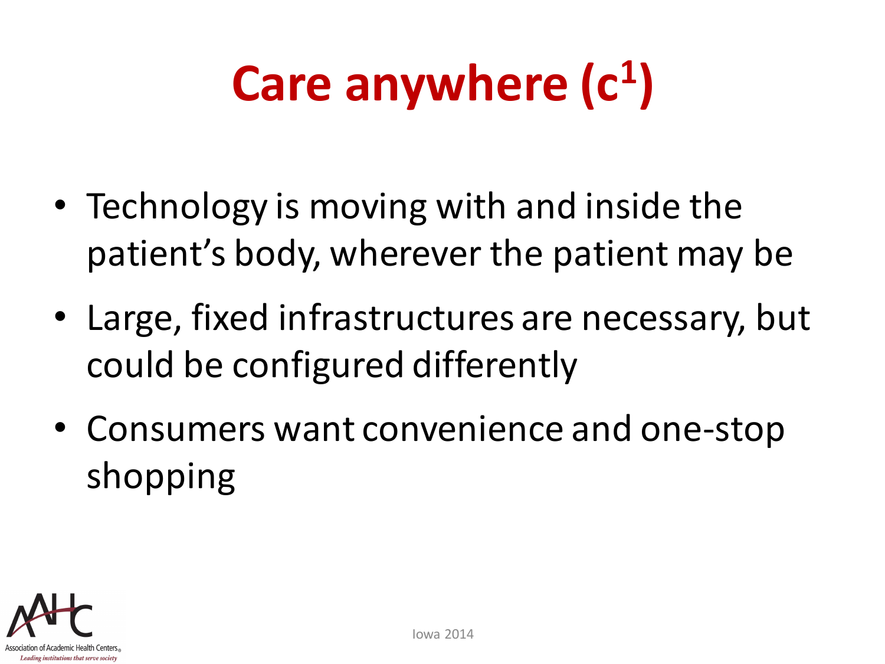# Care anywhere ($c^1$)

- Technology is moving with and inside the patient's body, wherever the patient may be
- Large, fixed infrastructures are necessary, but could be configured differently
- Consumers want convenience and one-stop shopping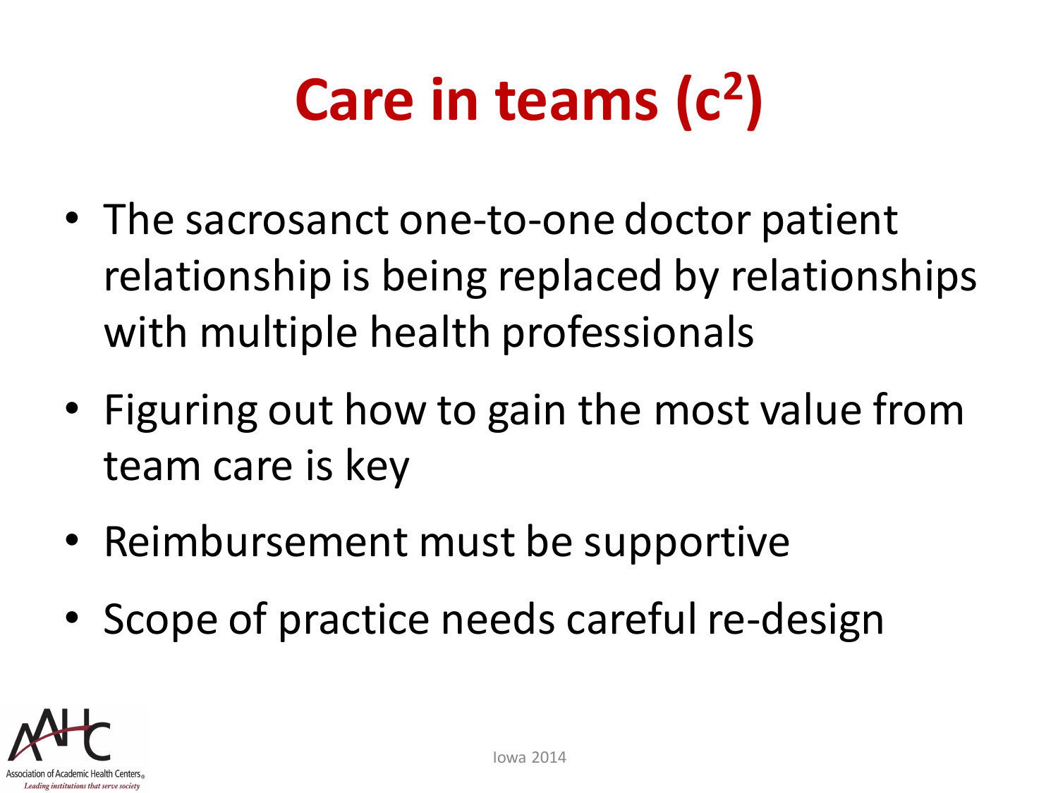# Care in teams ($c^2$)

- The sacrosanct one-to-one doctor patient relationship is being replaced by relationships with multiple health professionals
- Figuring out how to gain the most value from team care is key
- Reimbursement must be supportive
- Scope of practice needs careful re-design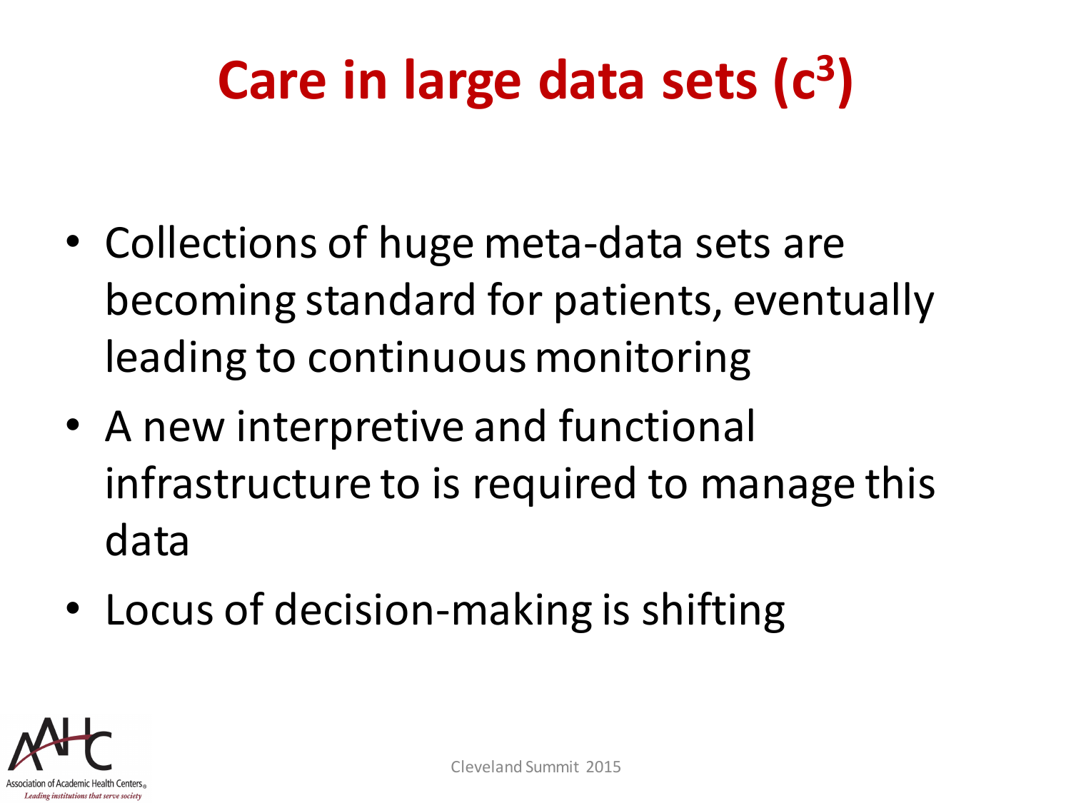# Care in large data sets ($c^3$)

- Collections of huge meta-data sets are becoming standard for patients, eventually leading to continuous monitoring
- A new interpretive and functional infrastructure to is required to manage this data
- Locus of decision-making is shifting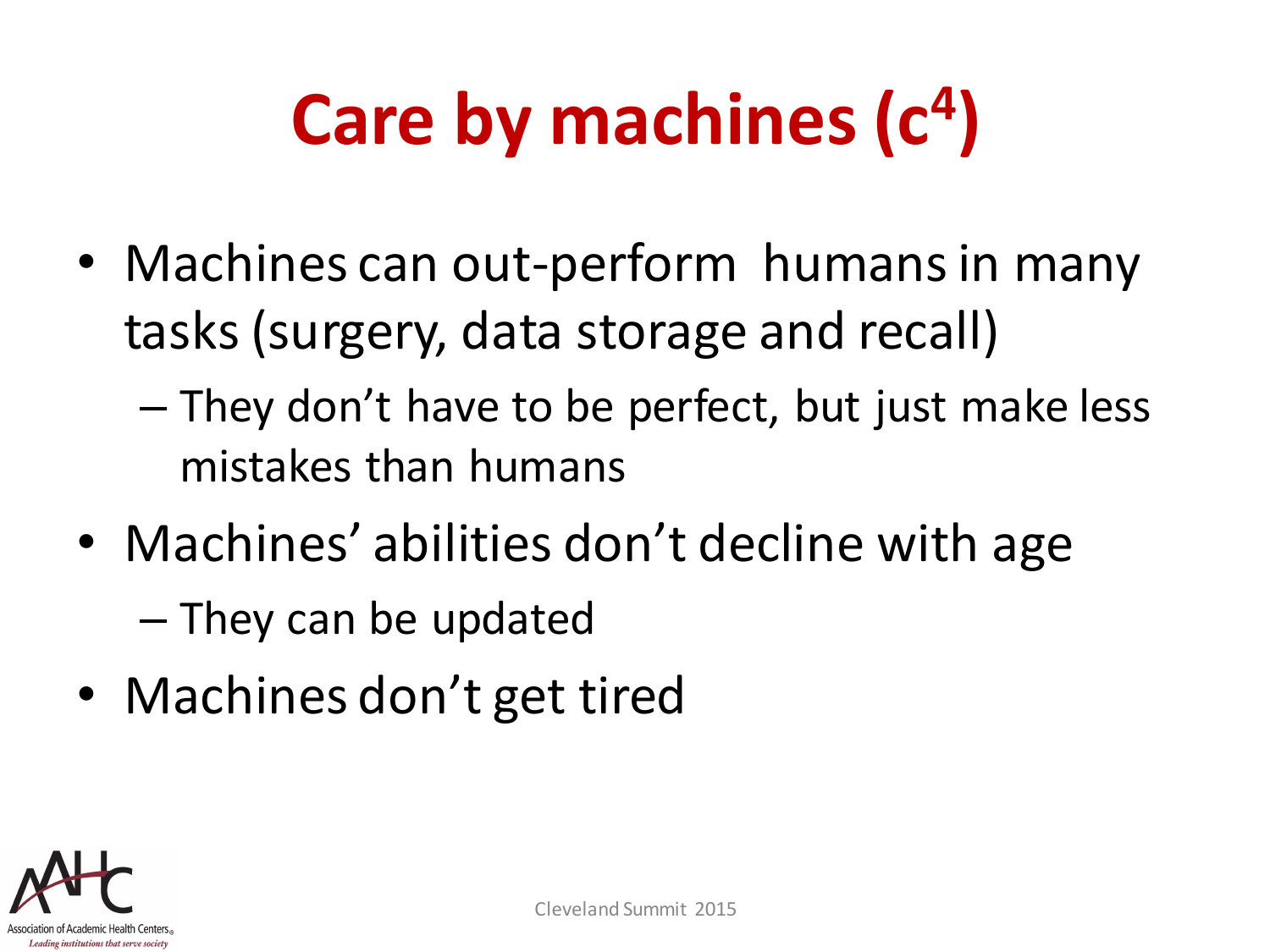# Care by machines ($c^4$)

- Machines can out-perform humans in many tasks (surgery, data storage and recall)
  - They don't have to be perfect, but just make less mistakes than humans
- Machines' abilities don't decline with age
  - They can be updated
- Machines don't get tired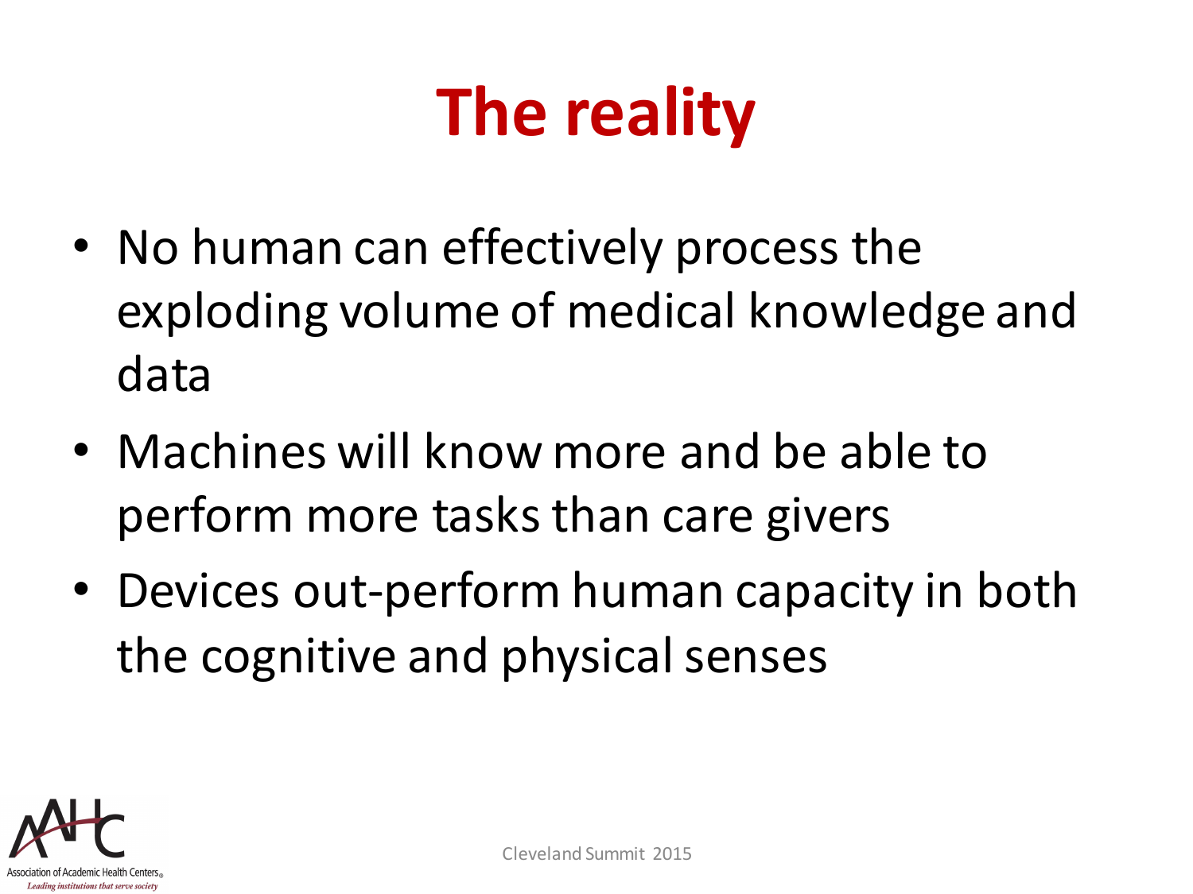# The reality

- No human can effectively process the exploding volume of medical knowledge and data
- Machines will know more and be able to perform more tasks than care givers
- Devices out-perform human capacity in both the cognitive and physical senses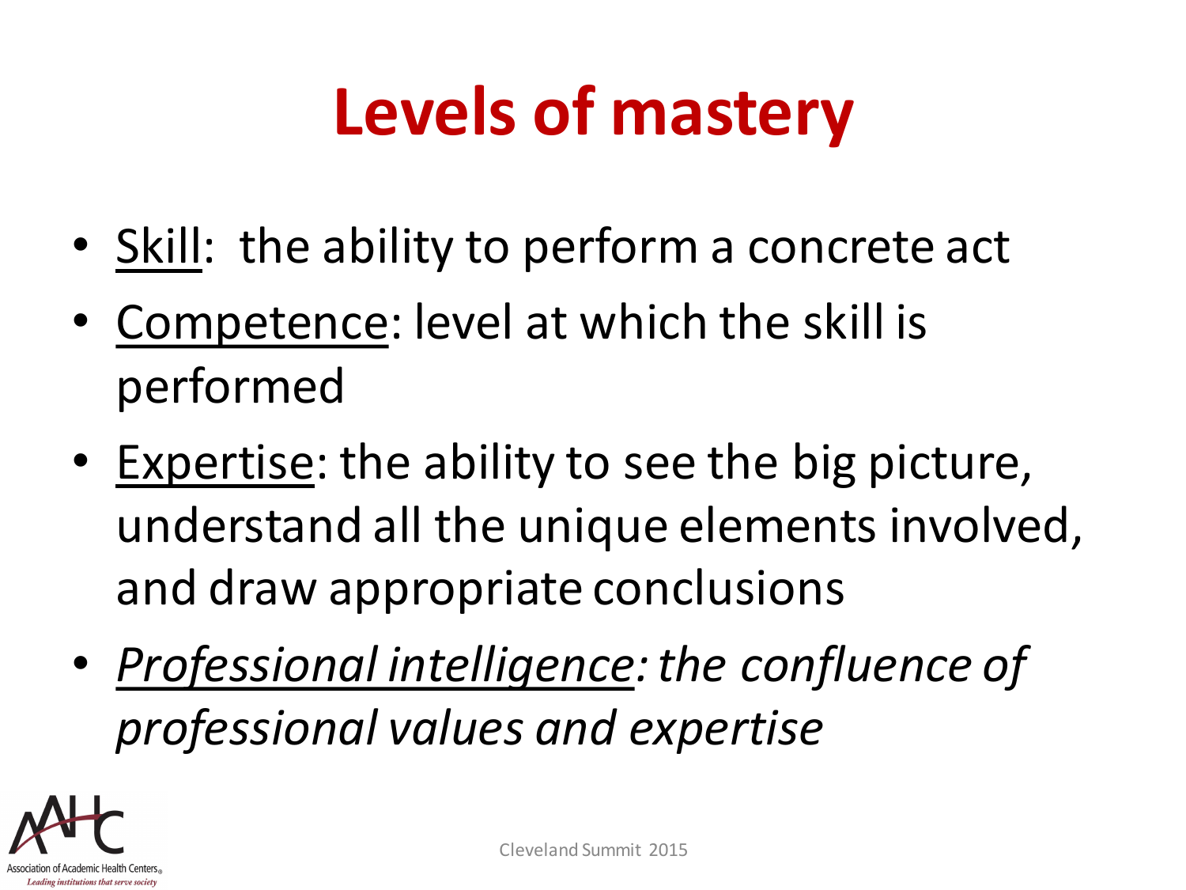# Levels of mastery

- Skill: the ability to perform a concrete act
- Competence: level at which the skill is performed
- Expertise: the ability to see the big picture, understand all the unique elements involved, and draw appropriate conclusions
- *Professional intelligence: the confluence of professional values and expertise*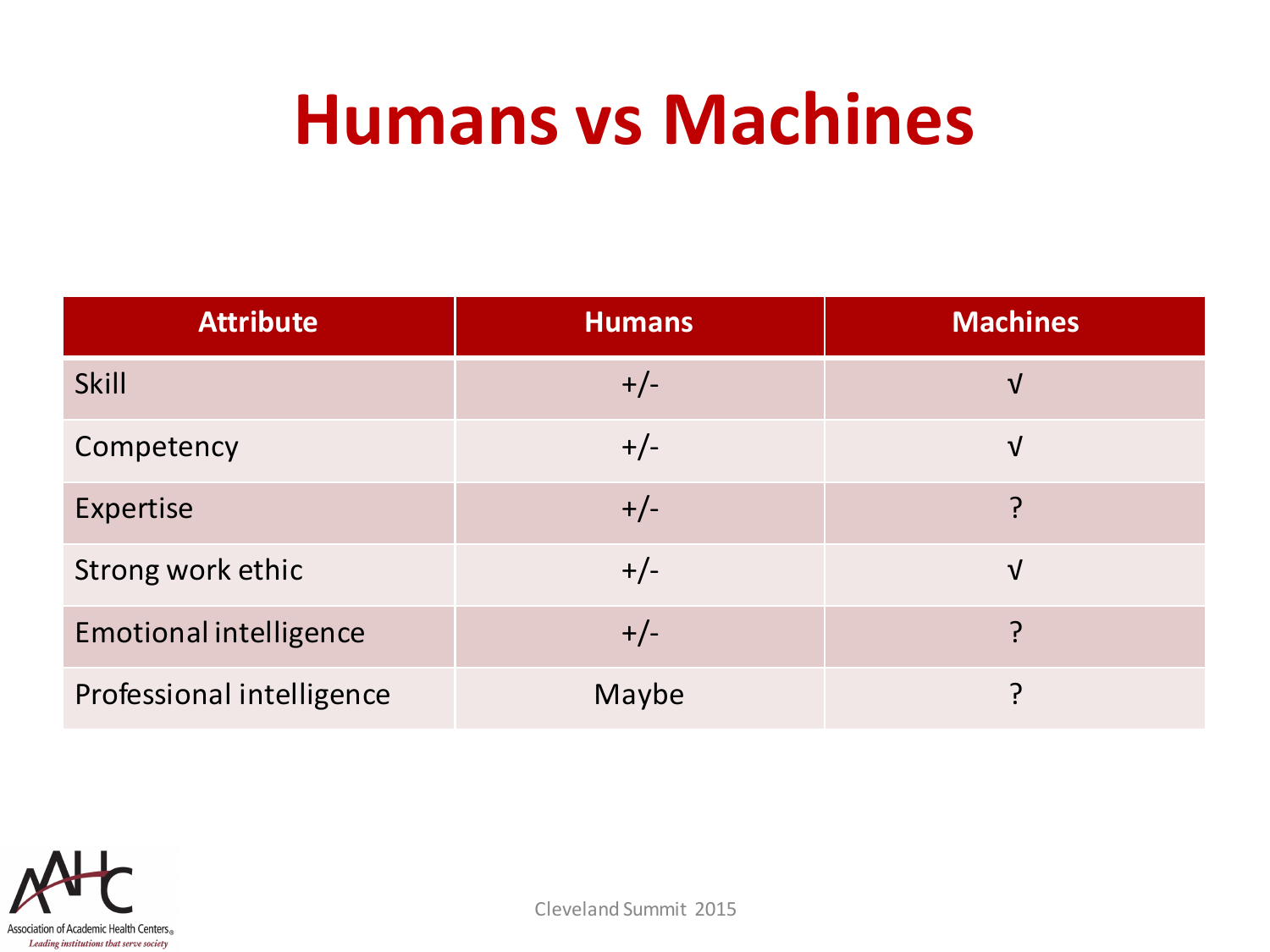# Humans vs Machines

| Attribute | Humans | Machines |
| --- | --- | --- |
| Skill | +/- | √ |
| Competency | +/- | √ |
| Expertise | +/- | ? |
| Strong work ethic | +/- | √ |
| Emotional intelligence | +/- | ? |
| Professional intelligence | Maybe | ? |

Cleveland Summit 2015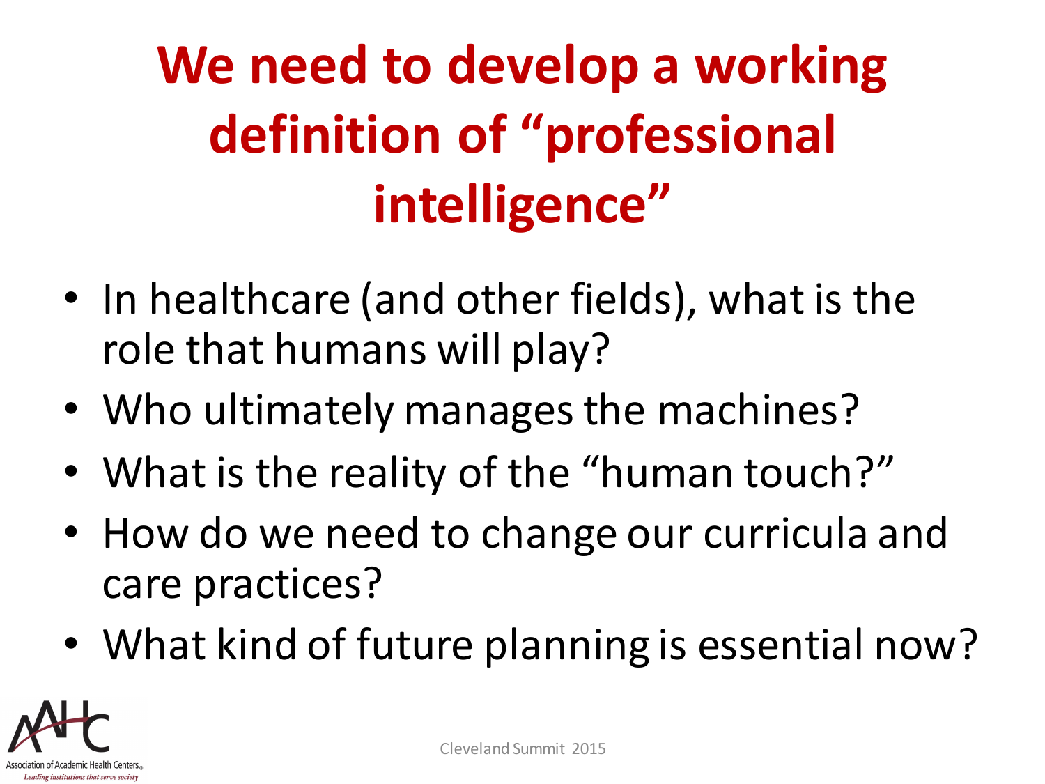# We need to develop a working definition of "professional intelligence"

- In healthcare (and other fields), what is the role that humans will play?
- Who ultimately manages the machines?
- What is the reality of the "human touch?"
- How do we need to change our curricula and care practices?
- What kind of future planning is essential now?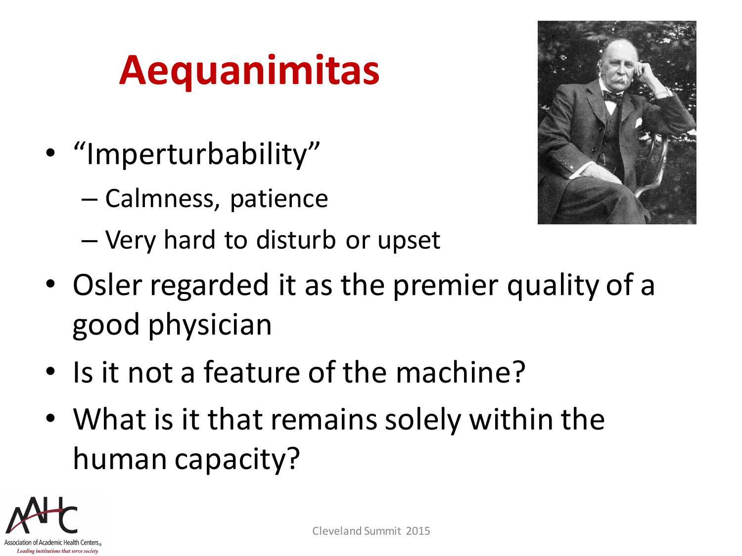# Aequanimitas

- "Imperturbability"
  - Calmness, patience
  - Very hard to disturb or upset
- Osler regarded it as the premier quality of a good physician
- Is it not a feature of the machine?
- What is it that remains solely within the human capacity?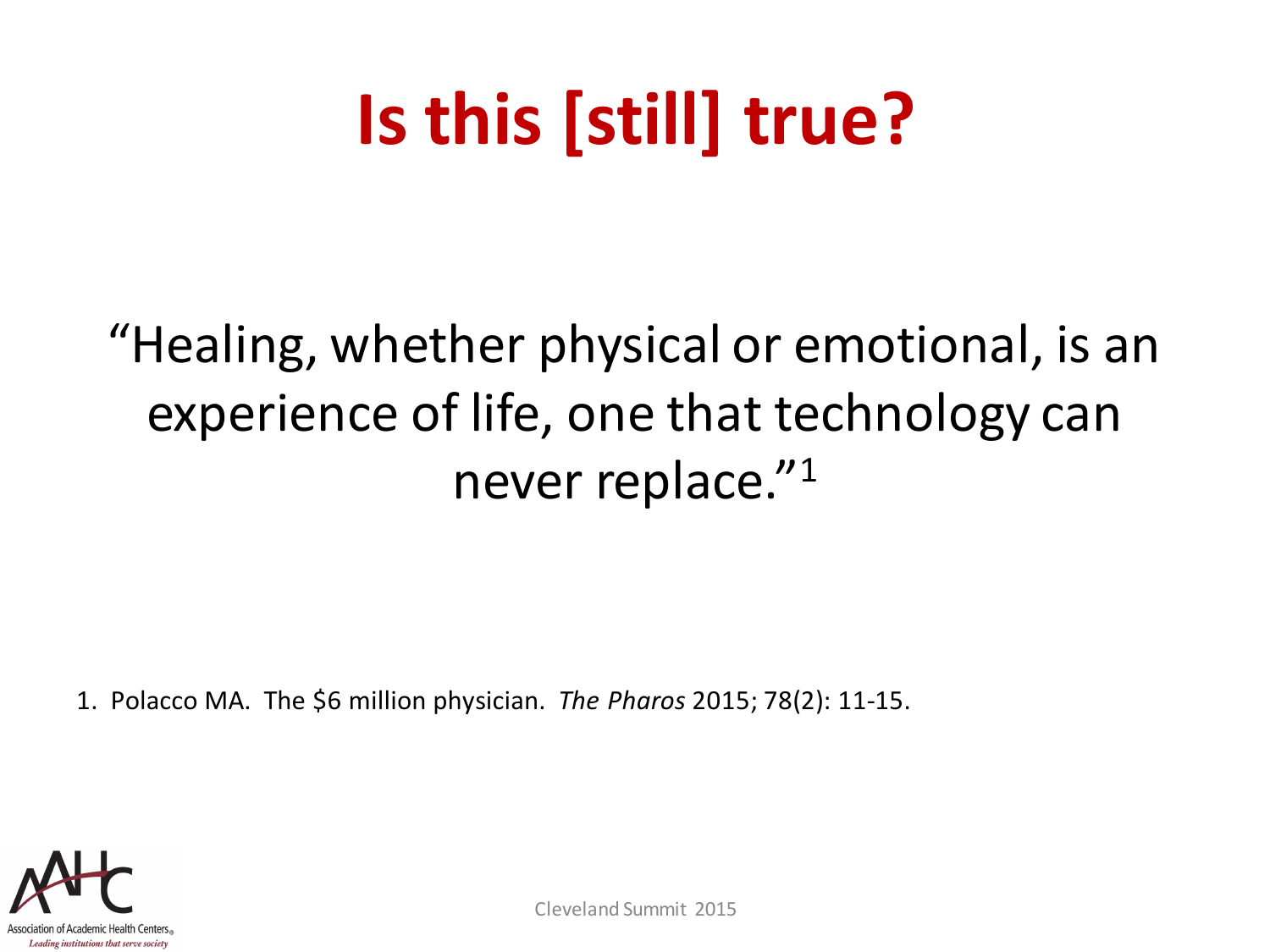# Is this [still] true?

"Healing, whether physical or emotional, is an experience of life, one that technology can never replace."[1]

1. Polacco MA. The $6 million physician. *The Pharos* 2015; 78(2): 11-15.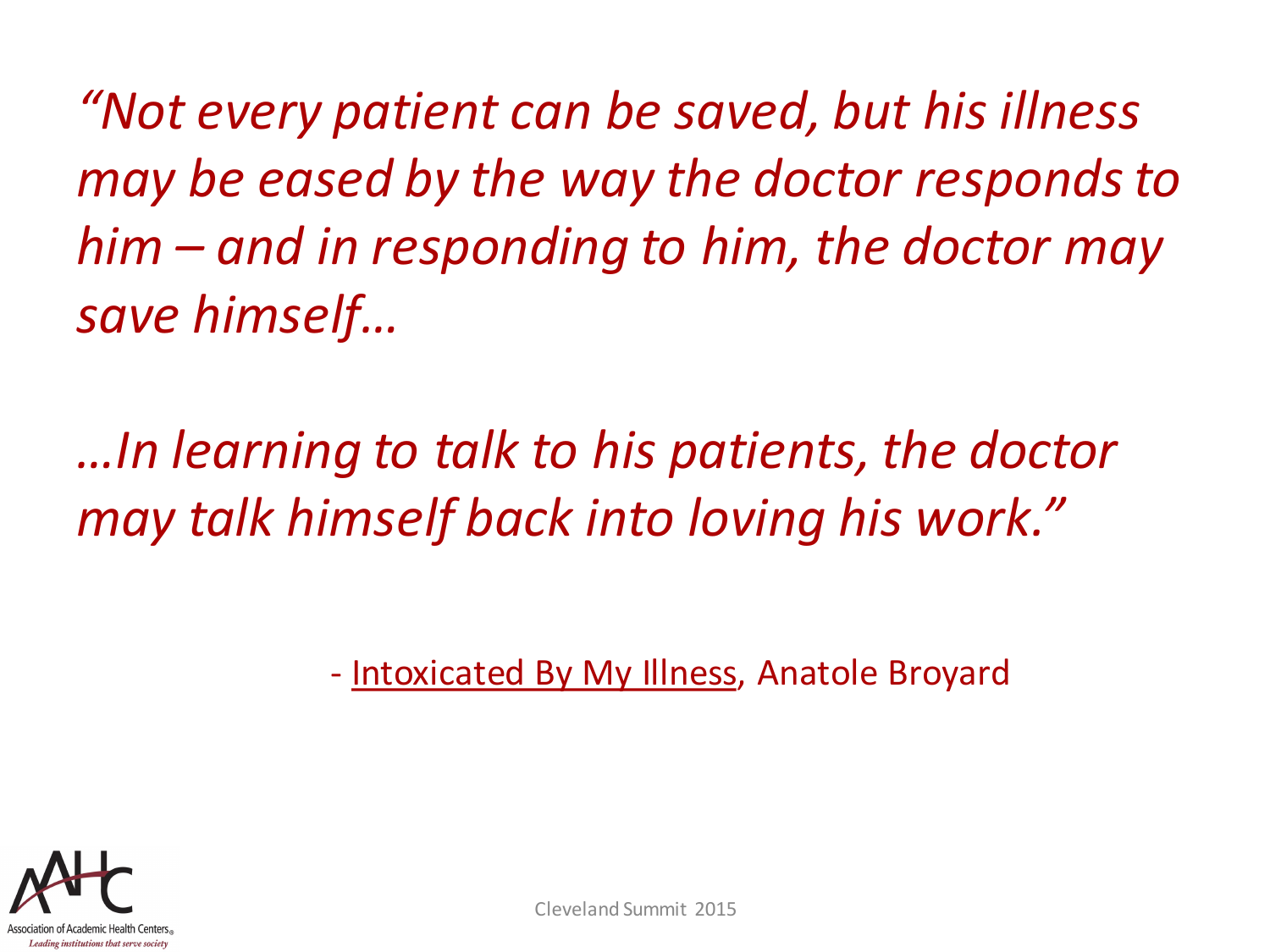*"Not every patient can be saved, but his illness may be eased by the way the doctor responds to him – and in responding to him, the doctor may save himself…*

*…In learning to talk to his patients, the doctor may talk himself back into loving his work."*

- Intoxicated By My Illness, Anatole Broyard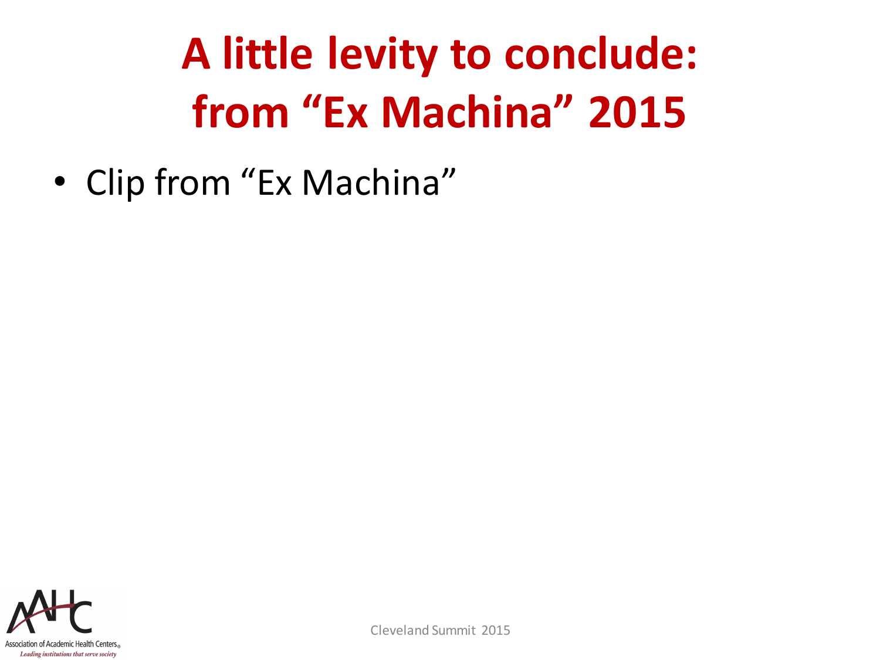# A little levity to conclude: from "Ex Machina" 2015

- Clip from "Ex Machina"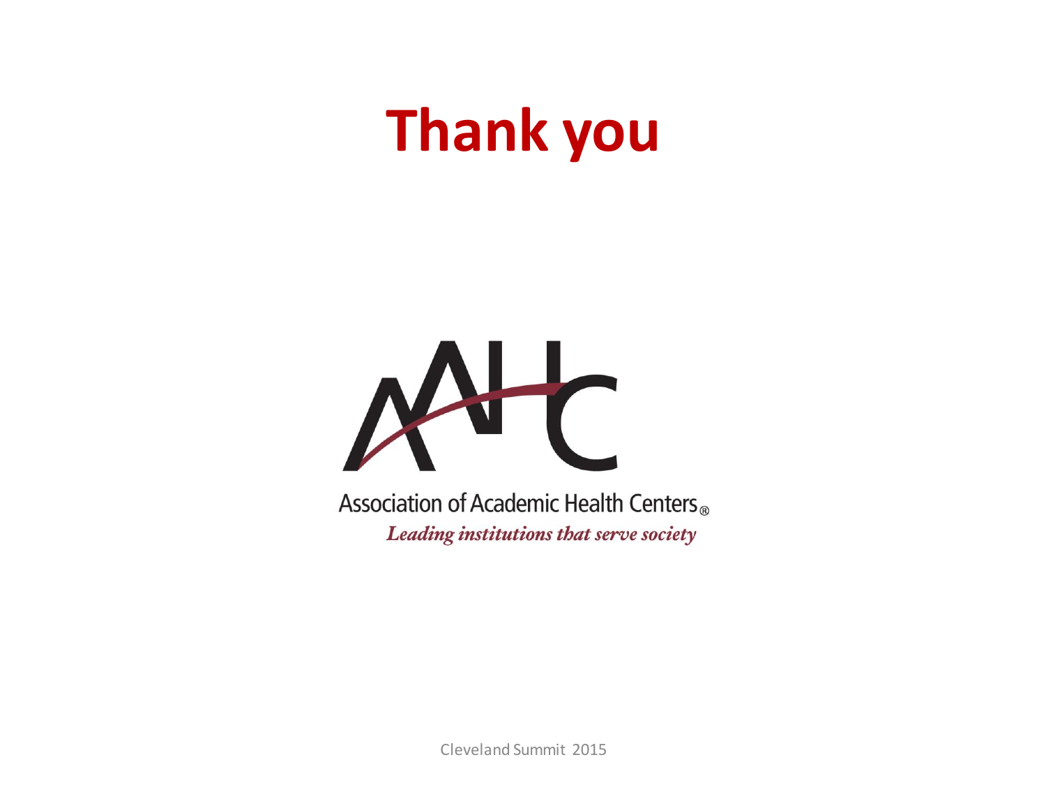# Thank you

Association of Academic Health Centers®

*Leading institutions that serve society*